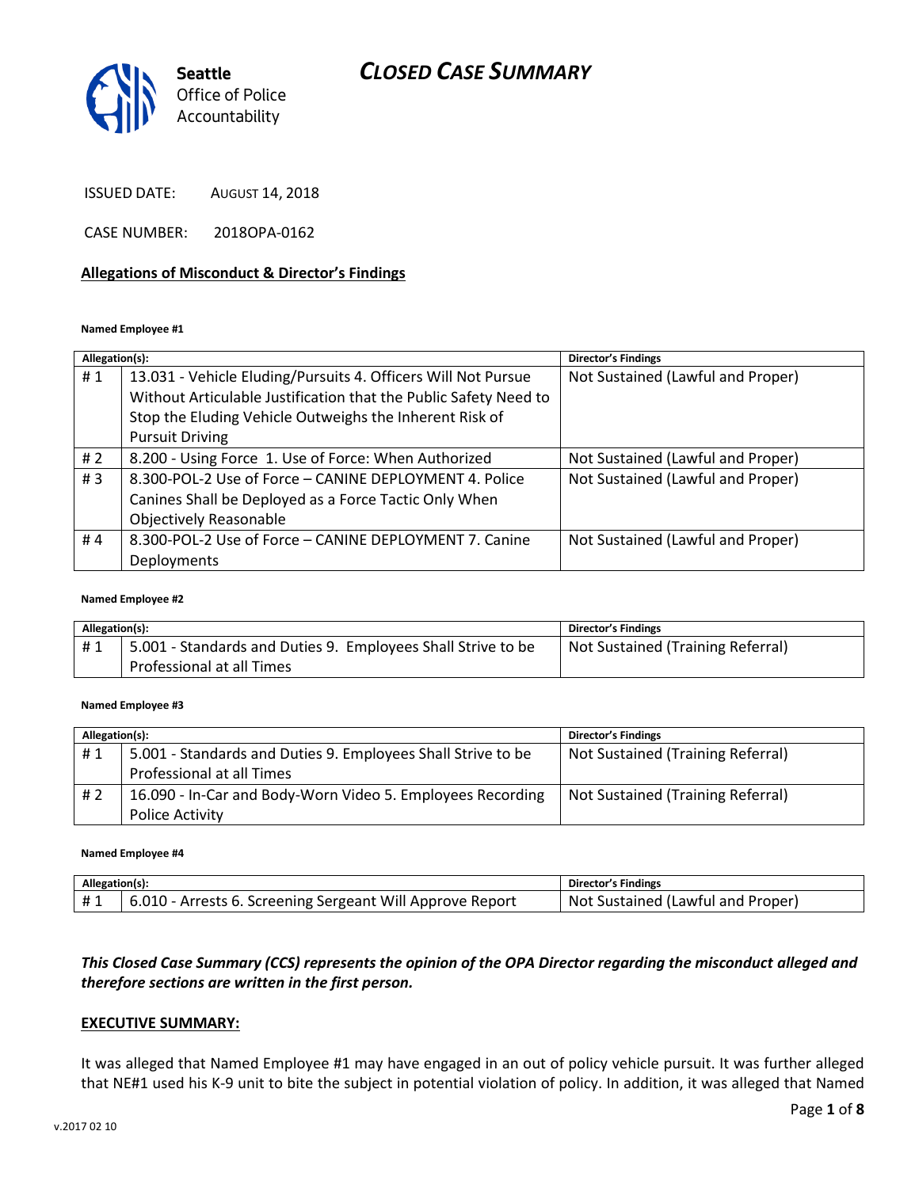Seattle Office of Police Accountability

# CLOSED CASE SUMMARY

ISSUED DATE: AUGUST 14, 2018

CASE NUMBER: 2018OPA-0162

## Allegations of Misconduct & Director's Findings

**Named Employee #1**

| Allegation(s): | | Director's Findings |
|---|---|---|
| # 1 | 13.031 - Vehicle Eluding/Pursuits 4. Officers Will Not Pursue Without Articulable Justification that the Public Safety Need to Stop the Eluding Vehicle Outweighs the Inherent Risk of Pursuit Driving | Not Sustained (Lawful and Proper) |
| # 2 | 8.200 - Using Force 1. Use of Force: When Authorized | Not Sustained (Lawful and Proper) |
| # 3 | 8.300-POL-2 Use of Force – CANINE DEPLOYMENT 4. Police Canines Shall be Deployed as a Force Tactic Only When Objectively Reasonable | Not Sustained (Lawful and Proper) |
| # 4 | 8.300-POL-2 Use of Force – CANINE DEPLOYMENT 7. Canine Deployments | Not Sustained (Lawful and Proper) |

**Named Employee #2**

| Allegation(s): | | Director's Findings |
|---|---|---|
| # 1 | 5.001 - Standards and Duties 9. Employees Shall Strive to be Professional at all Times | Not Sustained (Training Referral) |

**Named Employee #3**

| Allegation(s): | | Director's Findings |
|---|---|---|
| # 1 | 5.001 - Standards and Duties 9. Employees Shall Strive to be Professional at all Times | Not Sustained (Training Referral) |
| # 2 | 16.090 - In-Car and Body-Worn Video 5. Employees Recording Police Activity | Not Sustained (Training Referral) |

**Named Employee #4**

| Allegation(s): | | Director's Findings |
|---|---|---|
| # 1 | 6.010 - Arrests 6. Screening Sergeant Will Approve Report | Not Sustained (Lawful and Proper) |

***This Closed Case Summary (CCS) represents the opinion of the OPA Director regarding the misconduct alleged and therefore sections are written in the first person.***

## EXECUTIVE SUMMARY:

It was alleged that Named Employee #1 may have engaged in an out of policy vehicle pursuit. It was further alleged that NE#1 used his K-9 unit to bite the subject in potential violation of policy. In addition, it was alleged that Named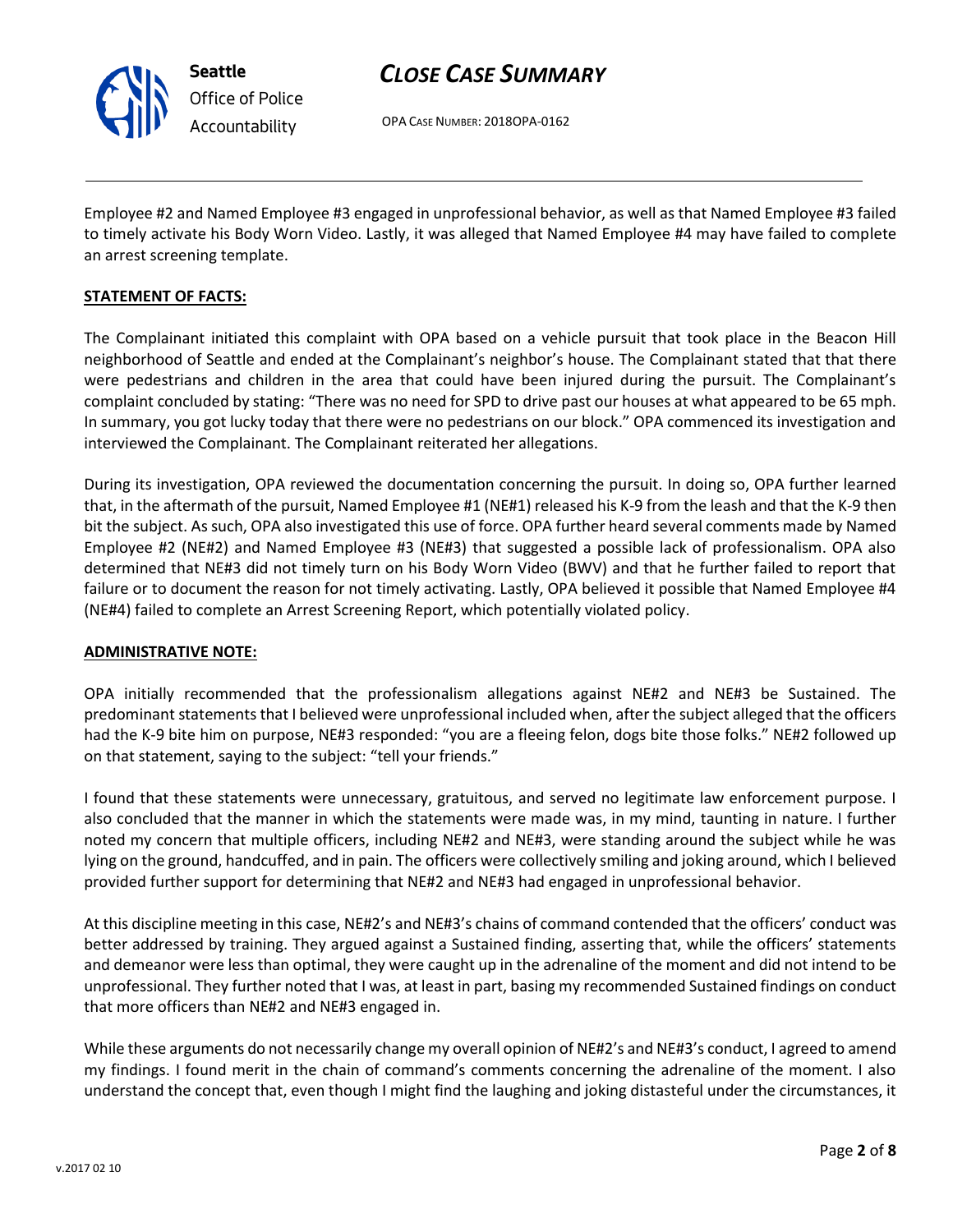Employee #2 and Named Employee #3 engaged in unprofessional behavior, as well as that Named Employee #3 failed to timely activate his Body Worn Video. Lastly, it was alleged that Named Employee #4 may have failed to complete an arrest screening template.

**STATEMENT OF FACTS:**

The Complainant initiated this complaint with OPA based on a vehicle pursuit that took place in the Beacon Hill neighborhood of Seattle and ended at the Complainant's neighbor's house. The Complainant stated that that there were pedestrians and children in the area that could have been injured during the pursuit. The Complainant's complaint concluded by stating: "There was no need for SPD to drive past our houses at what appeared to be 65 mph. In summary, you got lucky today that there were no pedestrians on our block." OPA commenced its investigation and interviewed the Complainant. The Complainant reiterated her allegations.

During its investigation, OPA reviewed the documentation concerning the pursuit. In doing so, OPA further learned that, in the aftermath of the pursuit, Named Employee #1 (NE#1) released his K-9 from the leash and that the K-9 then bit the subject. As such, OPA also investigated this use of force. OPA further heard several comments made by Named Employee #2 (NE#2) and Named Employee #3 (NE#3) that suggested a possible lack of professionalism. OPA also determined that NE#3 did not timely turn on his Body Worn Video (BWV) and that he further failed to report that failure or to document the reason for not timely activating. Lastly, OPA believed it possible that Named Employee #4 (NE#4) failed to complete an Arrest Screening Report, which potentially violated policy.

**ADMINISTRATIVE NOTE:**

OPA initially recommended that the professionalism allegations against NE#2 and NE#3 be Sustained. The predominant statements that I believed were unprofessional included when, after the subject alleged that the officers had the K-9 bite him on purpose, NE#3 responded: "you are a fleeing felon, dogs bite those folks." NE#2 followed up on that statement, saying to the subject: "tell your friends."

I found that these statements were unnecessary, gratuitous, and served no legitimate law enforcement purpose. I also concluded that the manner in which the statements were made was, in my mind, taunting in nature. I further noted my concern that multiple officers, including NE#2 and NE#3, were standing around the subject while he was lying on the ground, handcuffed, and in pain. The officers were collectively smiling and joking around, which I believed provided further support for determining that NE#2 and NE#3 had engaged in unprofessional behavior.

At this discipline meeting in this case, NE#2's and NE#3's chains of command contended that the officers' conduct was better addressed by training. They argued against a Sustained finding, asserting that, while the officers' statements and demeanor were less than optimal, they were caught up in the adrenaline of the moment and did not intend to be unprofessional. They further noted that I was, at least in part, basing my recommended Sustained findings on conduct that more officers than NE#2 and NE#3 engaged in.

While these arguments do not necessarily change my overall opinion of NE#2's and NE#3's conduct, I agreed to amend my findings. I found merit in the chain of command's comments concerning the adrenaline of the moment. I also understand the concept that, even though I might find the laughing and joking distasteful under the circumstances, it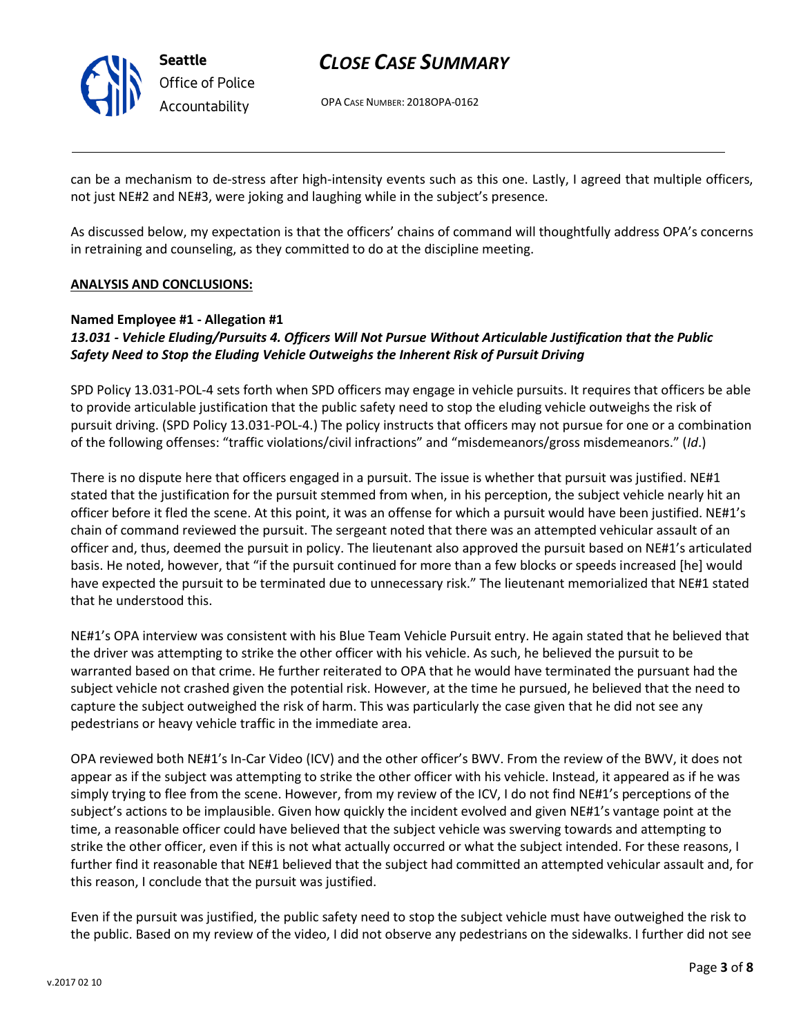can be a mechanism to de-stress after high-intensity events such as this one. Lastly, I agreed that multiple officers, not just NE#2 and NE#3, were joking and laughing while in the subject's presence.

As discussed below, my expectation is that the officers' chains of command will thoughtfully address OPA's concerns in retraining and counseling, as they committed to do at the discipline meeting.

**ANALYSIS AND CONCLUSIONS:**

**Named Employee #1 - Allegation #1**
***13.031 - Vehicle Eluding/Pursuits 4. Officers Will Not Pursue Without Articulable Justification that the Public Safety Need to Stop the Eluding Vehicle Outweighs the Inherent Risk of Pursuit Driving***

SPD Policy 13.031-POL-4 sets forth when SPD officers may engage in vehicle pursuits. It requires that officers be able to provide articulable justification that the public safety need to stop the eluding vehicle outweighs the risk of pursuit driving. (SPD Policy 13.031-POL-4.) The policy instructs that officers may not pursue for one or a combination of the following offenses: "traffic violations/civil infractions" and "misdemeanors/gross misdemeanors." (*Id*.)

There is no dispute here that officers engaged in a pursuit. The issue is whether that pursuit was justified. NE#1 stated that the justification for the pursuit stemmed from when, in his perception, the subject vehicle nearly hit an officer before it fled the scene. At this point, it was an offense for which a pursuit would have been justified. NE#1's chain of command reviewed the pursuit. The sergeant noted that there was an attempted vehicular assault of an officer and, thus, deemed the pursuit in policy. The lieutenant also approved the pursuit based on NE#1's articulated basis. He noted, however, that "if the pursuit continued for more than a few blocks or speeds increased [he] would have expected the pursuit to be terminated due to unnecessary risk." The lieutenant memorialized that NE#1 stated that he understood this.

NE#1's OPA interview was consistent with his Blue Team Vehicle Pursuit entry. He again stated that he believed that the driver was attempting to strike the other officer with his vehicle. As such, he believed the pursuit to be warranted based on that crime. He further reiterated to OPA that he would have terminated the pursuant had the subject vehicle not crashed given the potential risk. However, at the time he pursued, he believed that the need to capture the subject outweighed the risk of harm. This was particularly the case given that he did not see any pedestrians or heavy vehicle traffic in the immediate area.

OPA reviewed both NE#1's In-Car Video (ICV) and the other officer's BWV. From the review of the BWV, it does not appear as if the subject was attempting to strike the other officer with his vehicle. Instead, it appeared as if he was simply trying to flee from the scene. However, from my review of the ICV, I do not find NE#1's perceptions of the subject's actions to be implausible. Given how quickly the incident evolved and given NE#1's vantage point at the time, a reasonable officer could have believed that the subject vehicle was swerving towards and attempting to strike the other officer, even if this is not what actually occurred or what the subject intended. For these reasons, I further find it reasonable that NE#1 believed that the subject had committed an attempted vehicular assault and, for this reason, I conclude that the pursuit was justified.

Even if the pursuit was justified, the public safety need to stop the subject vehicle must have outweighed the risk to the public. Based on my review of the video, I did not observe any pedestrians on the sidewalks. I further did not see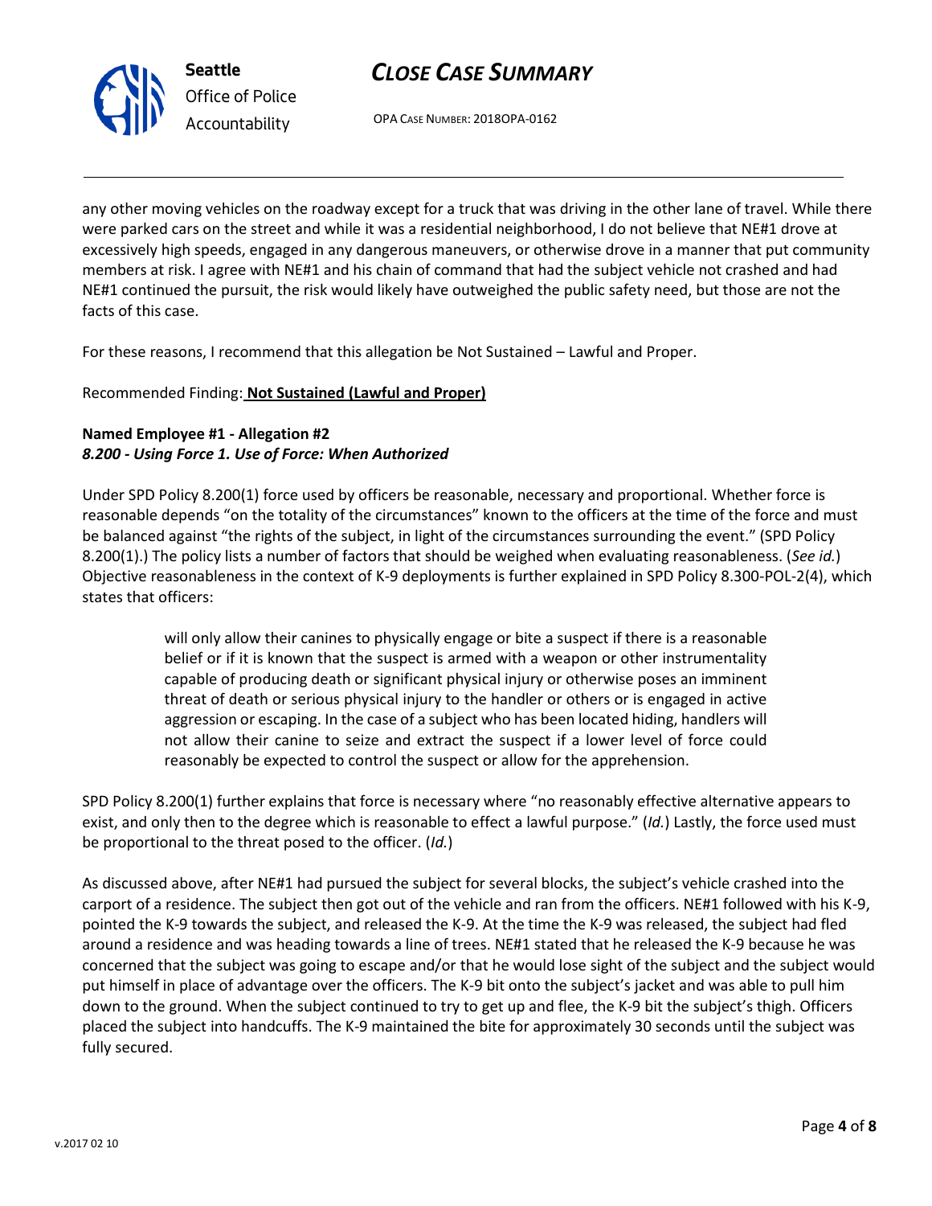any other moving vehicles on the roadway except for a truck that was driving in the other lane of travel. While there were parked cars on the street and while it was a residential neighborhood, I do not believe that NE#1 drove at excessively high speeds, engaged in any dangerous maneuvers, or otherwise drove in a manner that put community members at risk. I agree with NE#1 and his chain of command that had the subject vehicle not crashed and had NE#1 continued the pursuit, the risk would likely have outweighed the public safety need, but those are not the facts of this case.

For these reasons, I recommend that this allegation be Not Sustained – Lawful and Proper.

Recommended Finding: **Not Sustained (Lawful and Proper)**

**Named Employee #1 - Allegation #2**
***8.200 - Using Force 1. Use of Force: When Authorized***

Under SPD Policy 8.200(1) force used by officers be reasonable, necessary and proportional. Whether force is reasonable depends "on the totality of the circumstances" known to the officers at the time of the force and must be balanced against "the rights of the subject, in light of the circumstances surrounding the event." (SPD Policy 8.200(1).) The policy lists a number of factors that should be weighed when evaluating reasonableness. (*See id.*) Objective reasonableness in the context of K-9 deployments is further explained in SPD Policy 8.300-POL-2(4), which states that officers:

> will only allow their canines to physically engage or bite a suspect if there is a reasonable belief or if it is known that the suspect is armed with a weapon or other instrumentality capable of producing death or significant physical injury or otherwise poses an imminent threat of death or serious physical injury to the handler or others or is engaged in active aggression or escaping. In the case of a subject who has been located hiding, handlers will not allow their canine to seize and extract the suspect if a lower level of force could reasonably be expected to control the suspect or allow for the apprehension.

SPD Policy 8.200(1) further explains that force is necessary where "no reasonably effective alternative appears to exist, and only then to the degree which is reasonable to effect a lawful purpose." (*Id.*) Lastly, the force used must be proportional to the threat posed to the officer. (*Id.*)

As discussed above, after NE#1 had pursued the subject for several blocks, the subject's vehicle crashed into the carport of a residence. The subject then got out of the vehicle and ran from the officers. NE#1 followed with his K-9, pointed the K-9 towards the subject, and released the K-9. At the time the K-9 was released, the subject had fled around a residence and was heading towards a line of trees. NE#1 stated that he released the K-9 because he was concerned that the subject was going to escape and/or that he would lose sight of the subject and the subject would put himself in place of advantage over the officers. The K-9 bit onto the subject's jacket and was able to pull him down to the ground. When the subject continued to try to get up and flee, the K-9 bit the subject's thigh. Officers placed the subject into handcuffs. The K-9 maintained the bite for approximately 30 seconds until the subject was fully secured.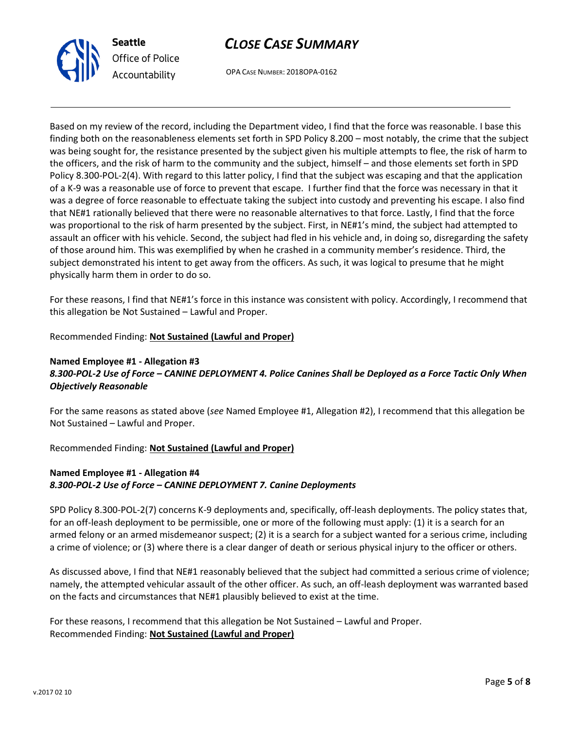Based on my review of the record, including the Department video, I find that the force was reasonable. I base this finding both on the reasonableness elements set forth in SPD Policy 8.200 – most notably, the crime that the subject was being sought for, the resistance presented by the subject given his multiple attempts to flee, the risk of harm to the officers, and the risk of harm to the community and the subject, himself – and those elements set forth in SPD Policy 8.300-POL-2(4). With regard to this latter policy, I find that the subject was escaping and that the application of a K-9 was a reasonable use of force to prevent that escape. I further find that the force was necessary in that it was a degree of force reasonable to effectuate taking the subject into custody and preventing his escape. I also find that NE#1 rationally believed that there were no reasonable alternatives to that force. Lastly, I find that the force was proportional to the risk of harm presented by the subject. First, in NE#1's mind, the subject had attempted to assault an officer with his vehicle. Second, the subject had fled in his vehicle and, in doing so, disregarding the safety of those around him. This was exemplified by when he crashed in a community member's residence. Third, the subject demonstrated his intent to get away from the officers. As such, it was logical to presume that he might physically harm them in order to do so.

For these reasons, I find that NE#1's force in this instance was consistent with policy. Accordingly, I recommend that this allegation be Not Sustained – Lawful and Proper.

Recommended Finding: **Not Sustained (Lawful and Proper)**

**Named Employee #1 - Allegation #3**
***8.300-POL-2 Use of Force – CANINE DEPLOYMENT 4. Police Canines Shall be Deployed as a Force Tactic Only When Objectively Reasonable***

For the same reasons as stated above (*see* Named Employee #1, Allegation #2), I recommend that this allegation be Not Sustained – Lawful and Proper.

Recommended Finding: **Not Sustained (Lawful and Proper)**

**Named Employee #1 - Allegation #4**
***8.300-POL-2 Use of Force – CANINE DEPLOYMENT 7. Canine Deployments***

SPD Policy 8.300-POL-2(7) concerns K-9 deployments and, specifically, off-leash deployments. The policy states that, for an off-leash deployment to be permissible, one or more of the following must apply: (1) it is a search for an armed felony or an armed misdemeanor suspect; (2) it is a search for a subject wanted for a serious crime, including a crime of violence; or (3) where there is a clear danger of death or serious physical injury to the officer or others.

As discussed above, I find that NE#1 reasonably believed that the subject had committed a serious crime of violence; namely, the attempted vehicular assault of the other officer. As such, an off-leash deployment was warranted based on the facts and circumstances that NE#1 plausibly believed to exist at the time.

For these reasons, I recommend that this allegation be Not Sustained – Lawful and Proper.
Recommended Finding: **Not Sustained (Lawful and Proper)**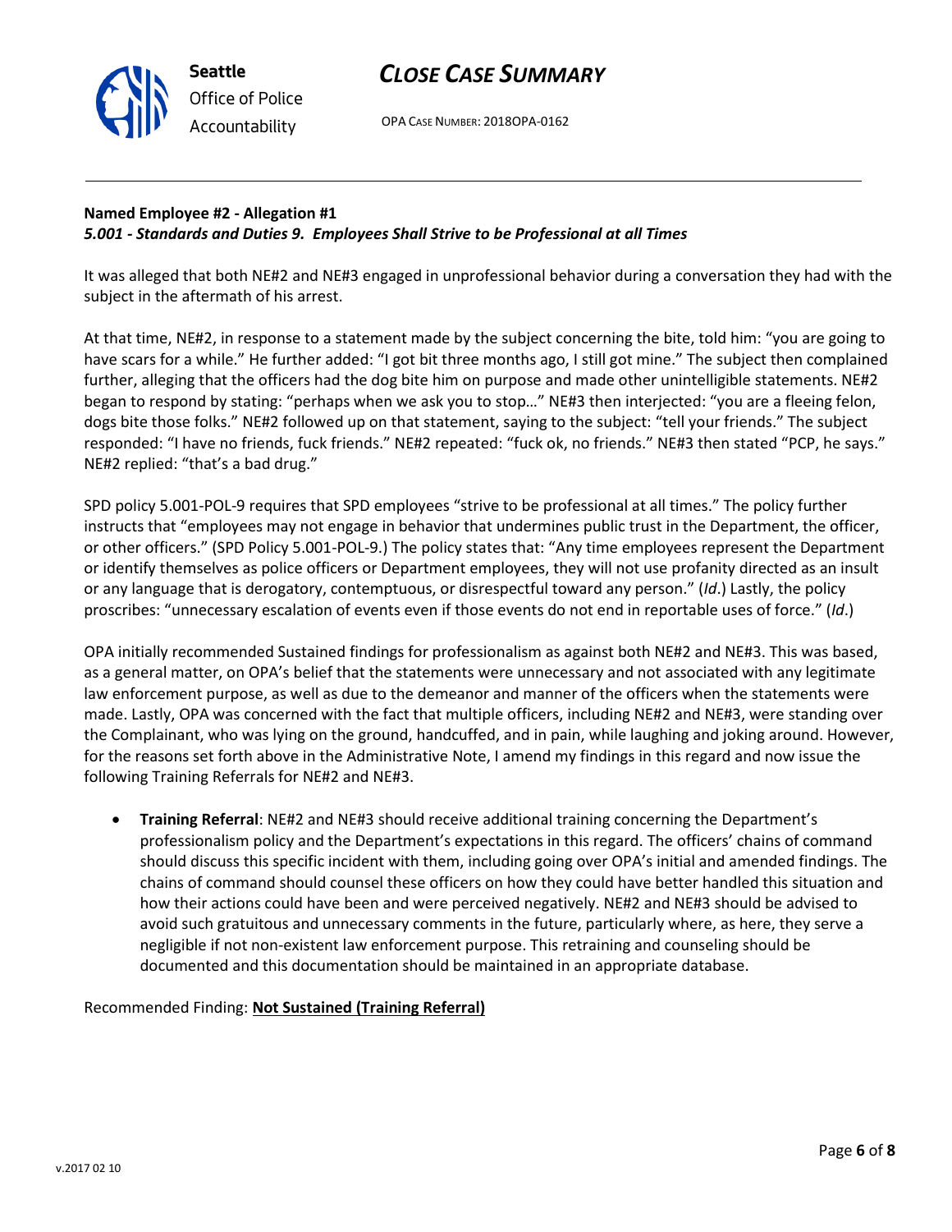**Named Employee #2 - Allegation #1**
***5.001 - Standards and Duties 9. Employees Shall Strive to be Professional at all Times***

It was alleged that both NE#2 and NE#3 engaged in unprofessional behavior during a conversation they had with the subject in the aftermath of his arrest.

At that time, NE#2, in response to a statement made by the subject concerning the bite, told him: "you are going to have scars for a while." He further added: "I got bit three months ago, I still got mine." The subject then complained further, alleging that the officers had the dog bite him on purpose and made other unintelligible statements. NE#2 began to respond by stating: "perhaps when we ask you to stop…" NE#3 then interjected: "you are a fleeing felon, dogs bite those folks." NE#2 followed up on that statement, saying to the subject: "tell your friends." The subject responded: "I have no friends, fuck friends." NE#2 repeated: "fuck ok, no friends." NE#3 then stated "PCP, he says." NE#2 replied: "that's a bad drug."

SPD policy 5.001-POL-9 requires that SPD employees "strive to be professional at all times." The policy further instructs that "employees may not engage in behavior that undermines public trust in the Department, the officer, or other officers." (SPD Policy 5.001-POL-9.) The policy states that: "Any time employees represent the Department or identify themselves as police officers or Department employees, they will not use profanity directed as an insult or any language that is derogatory, contemptuous, or disrespectful toward any person." (*Id*.) Lastly, the policy proscribes: "unnecessary escalation of events even if those events do not end in reportable uses of force." (*Id*.)

OPA initially recommended Sustained findings for professionalism as against both NE#2 and NE#3. This was based, as a general matter, on OPA's belief that the statements were unnecessary and not associated with any legitimate law enforcement purpose, as well as due to the demeanor and manner of the officers when the statements were made. Lastly, OPA was concerned with the fact that multiple officers, including NE#2 and NE#3, were standing over the Complainant, who was lying on the ground, handcuffed, and in pain, while laughing and joking around. However, for the reasons set forth above in the Administrative Note, I amend my findings in this regard and now issue the following Training Referrals for NE#2 and NE#3.

- **Training Referral**: NE#2 and NE#3 should receive additional training concerning the Department's professionalism policy and the Department's expectations in this regard. The officers' chains of command should discuss this specific incident with them, including going over OPA's initial and amended findings. The chains of command should counsel these officers on how they could have better handled this situation and how their actions could have been and were perceived negatively. NE#2 and NE#3 should be advised to avoid such gratuitous and unnecessary comments in the future, particularly where, as here, they serve a negligible if not non-existent law enforcement purpose. This retraining and counseling should be documented and this documentation should be maintained in an appropriate database.

Recommended Finding: **<u>Not Sustained (Training Referral)</u>**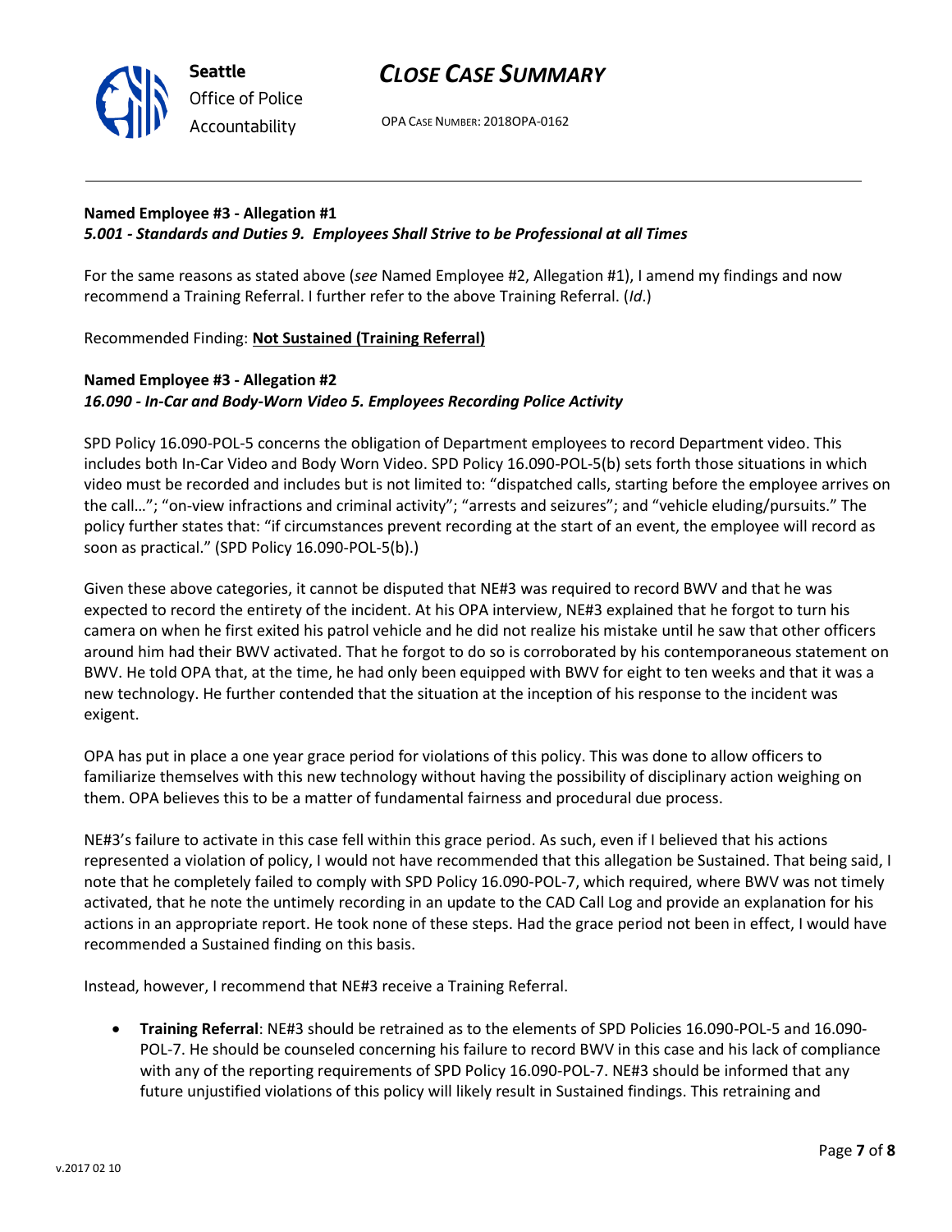**Named Employee #3 - Allegation #1**
***5.001 - Standards and Duties 9. Employees Shall Strive to be Professional at all Times***

For the same reasons as stated above (*see* Named Employee #2, Allegation #1), I amend my findings and now recommend a Training Referral. I further refer to the above Training Referral. (*Id*.)

Recommended Finding: **Not Sustained (Training Referral)**

**Named Employee #3 - Allegation #2**
***16.090 - In-Car and Body-Worn Video 5. Employees Recording Police Activity***

SPD Policy 16.090-POL-5 concerns the obligation of Department employees to record Department video. This includes both In-Car Video and Body Worn Video. SPD Policy 16.090-POL-5(b) sets forth those situations in which video must be recorded and includes but is not limited to: "dispatched calls, starting before the employee arrives on the call…"; "on-view infractions and criminal activity"; "arrests and seizures"; and "vehicle eluding/pursuits." The policy further states that: "if circumstances prevent recording at the start of an event, the employee will record as soon as practical." (SPD Policy 16.090-POL-5(b).)

Given these above categories, it cannot be disputed that NE#3 was required to record BWV and that he was expected to record the entirety of the incident. At his OPA interview, NE#3 explained that he forgot to turn his camera on when he first exited his patrol vehicle and he did not realize his mistake until he saw that other officers around him had their BWV activated. That he forgot to do so is corroborated by his contemporaneous statement on BWV. He told OPA that, at the time, he had only been equipped with BWV for eight to ten weeks and that it was a new technology. He further contended that the situation at the inception of his response to the incident was exigent.

OPA has put in place a one year grace period for violations of this policy. This was done to allow officers to familiarize themselves with this new technology without having the possibility of disciplinary action weighing on them. OPA believes this to be a matter of fundamental fairness and procedural due process.

NE#3's failure to activate in this case fell within this grace period. As such, even if I believed that his actions represented a violation of policy, I would not have recommended that this allegation be Sustained. That being said, I note that he completely failed to comply with SPD Policy 16.090-POL-7, which required, where BWV was not timely activated, that he note the untimely recording in an update to the CAD Call Log and provide an explanation for his actions in an appropriate report. He took none of these steps. Had the grace period not been in effect, I would have recommended a Sustained finding on this basis.

Instead, however, I recommend that NE#3 receive a Training Referral.

- **Training Referral**: NE#3 should be retrained as to the elements of SPD Policies 16.090-POL-5 and 16.090-POL-7. He should be counseled concerning his failure to record BWV in this case and his lack of compliance with any of the reporting requirements of SPD Policy 16.090-POL-7. NE#3 should be informed that any future unjustified violations of this policy will likely result in Sustained findings. This retraining and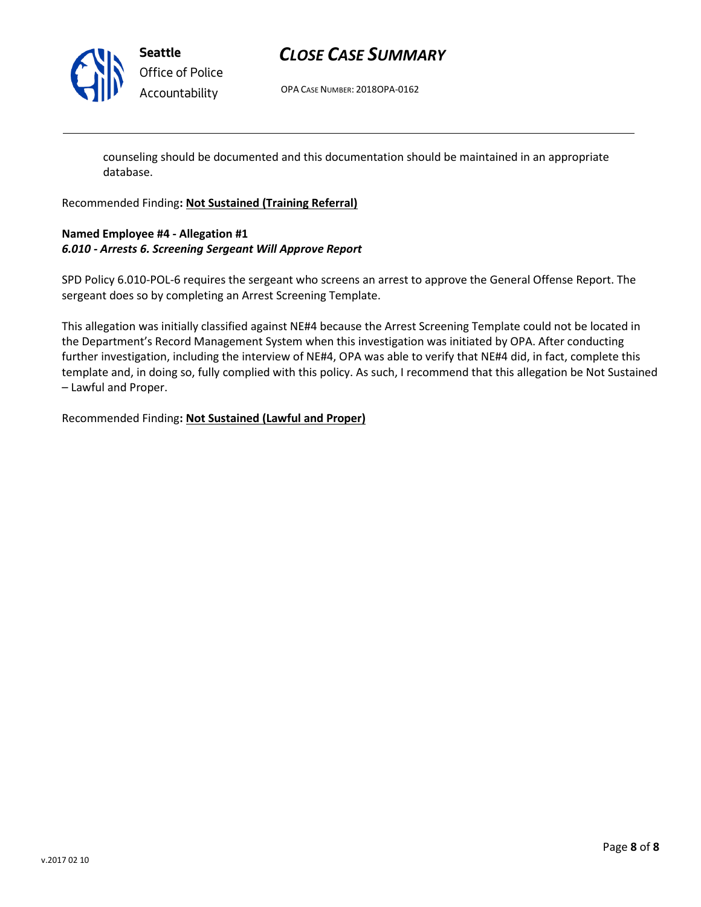counseling should be documented and this documentation should be maintained in an appropriate database.

Recommended Finding**: Not Sustained (Training Referral)**

**Named Employee #4 - Allegation #1**
***6.010 - Arrests 6. Screening Sergeant Will Approve Report***

SPD Policy 6.010-POL-6 requires the sergeant who screens an arrest to approve the General Offense Report. The sergeant does so by completing an Arrest Screening Template.

This allegation was initially classified against NE#4 because the Arrest Screening Template could not be located in the Department's Record Management System when this investigation was initiated by OPA. After conducting further investigation, including the interview of NE#4, OPA was able to verify that NE#4 did, in fact, complete this template and, in doing so, fully complied with this policy. As such, I recommend that this allegation be Not Sustained – Lawful and Proper.

Recommended Finding**: Not Sustained (Lawful and Proper)**